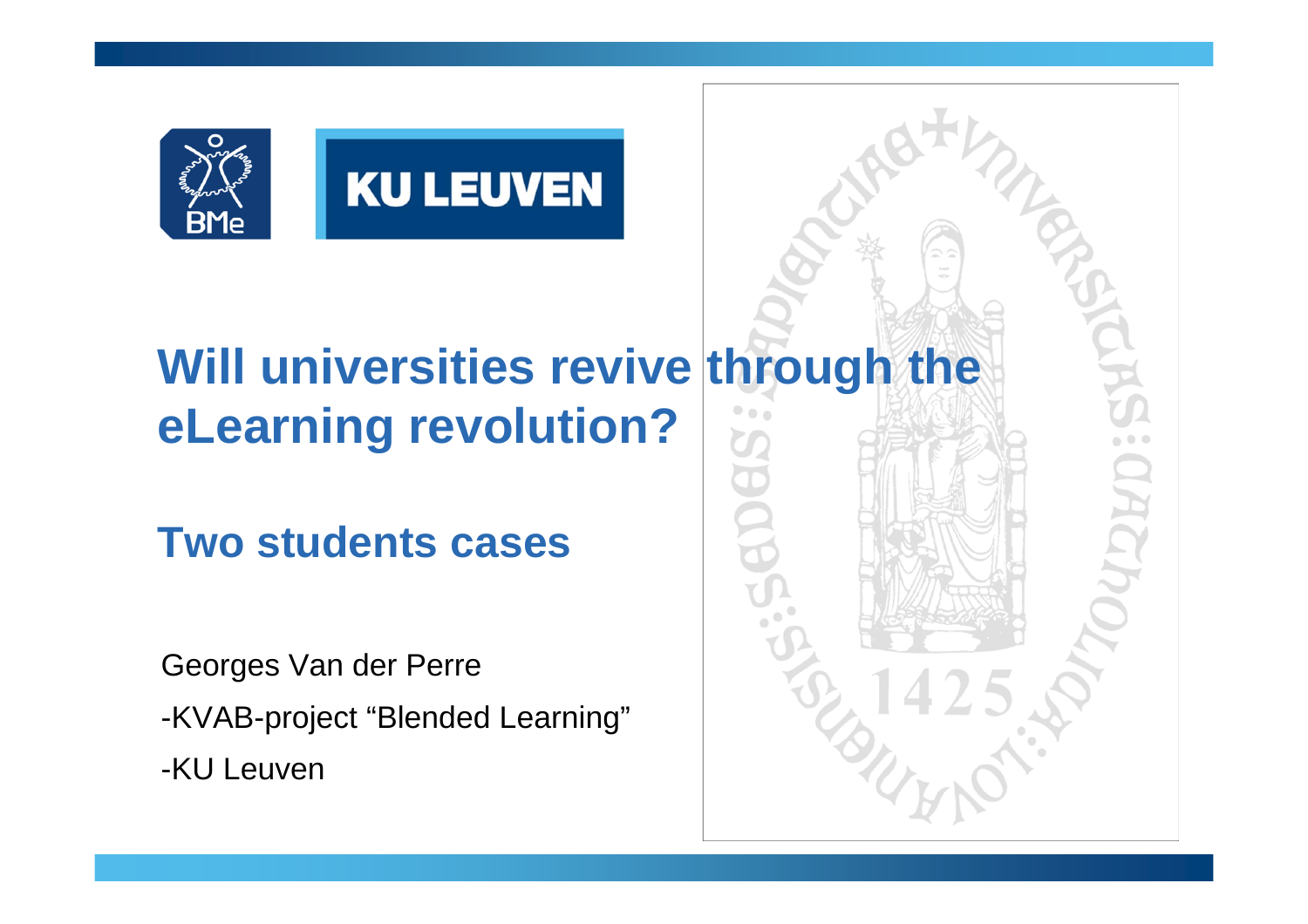# Will universities revive through the eLearning revolution?

## Two students cases

Georges Van der Perre

-KVAB-project “Blended Learning”

-KU Leuven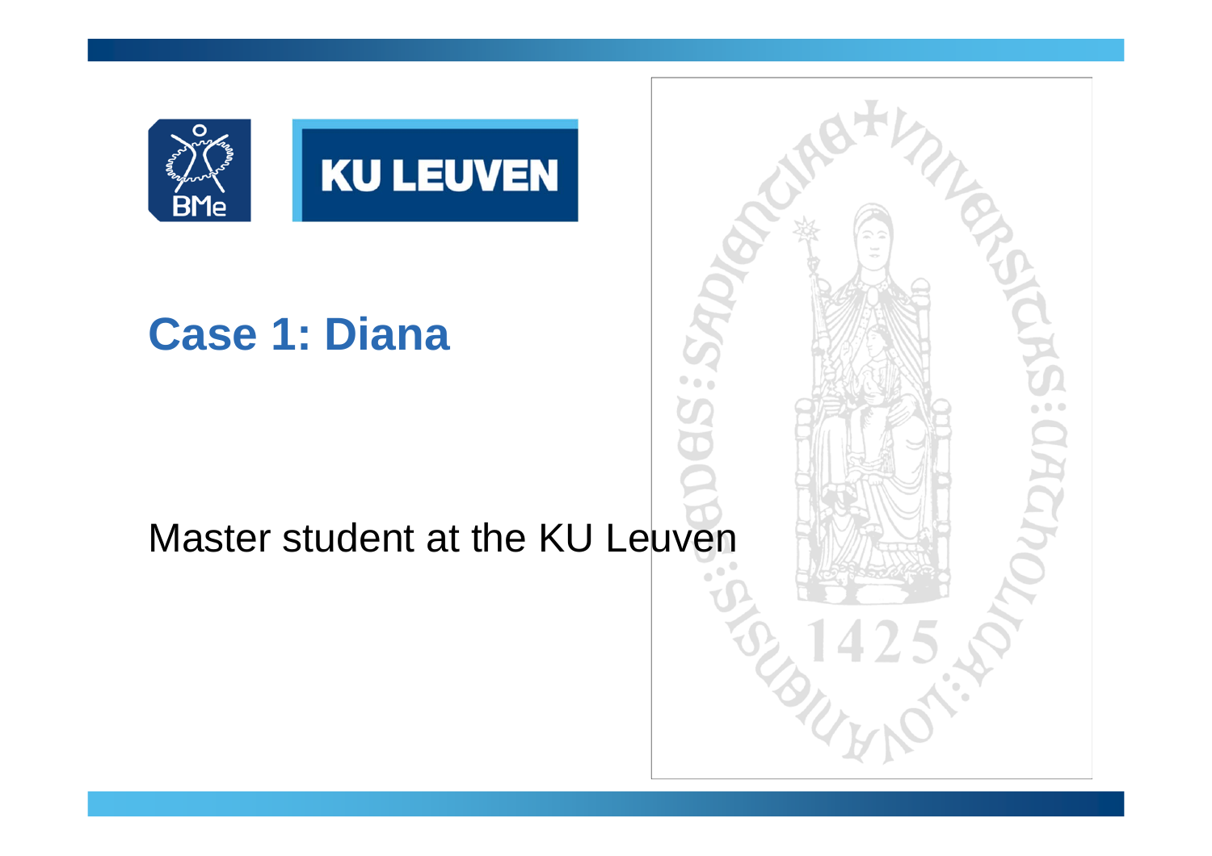# Case 1: Diana

Master student at the KU Leuven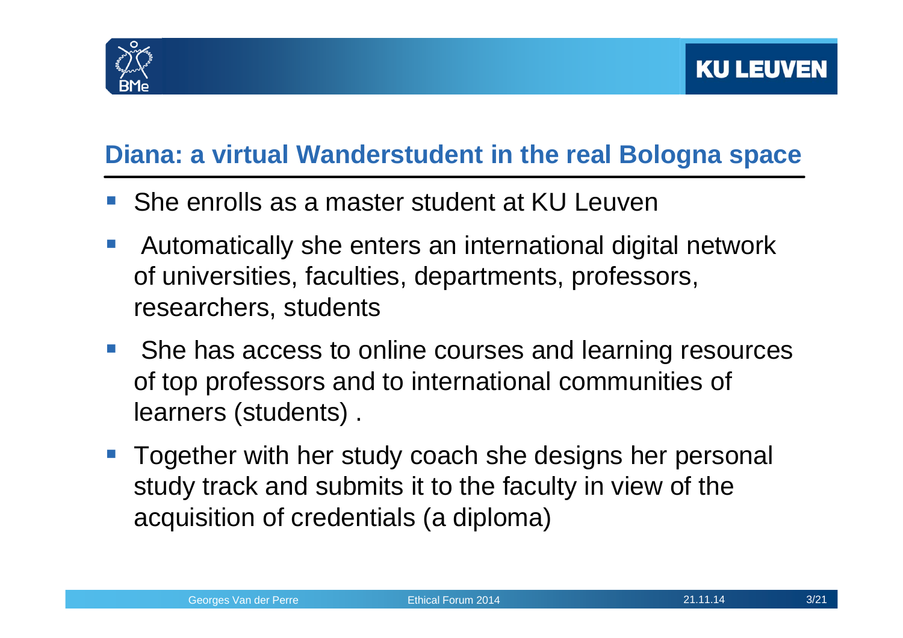## Diana: a virtual Wanderstudent in the real Bologna space

- She enrolls as a master student at KU Leuven
- Automatically she enters an international digital network of universities, faculties, departments, professors, researchers, students
- She has access to online courses and learning resources of top professors and to international communities of learners (students) .
- Together with her study coach she designs her personal study track and submits it to the faculty in view of the acquisition of credentials (a diploma)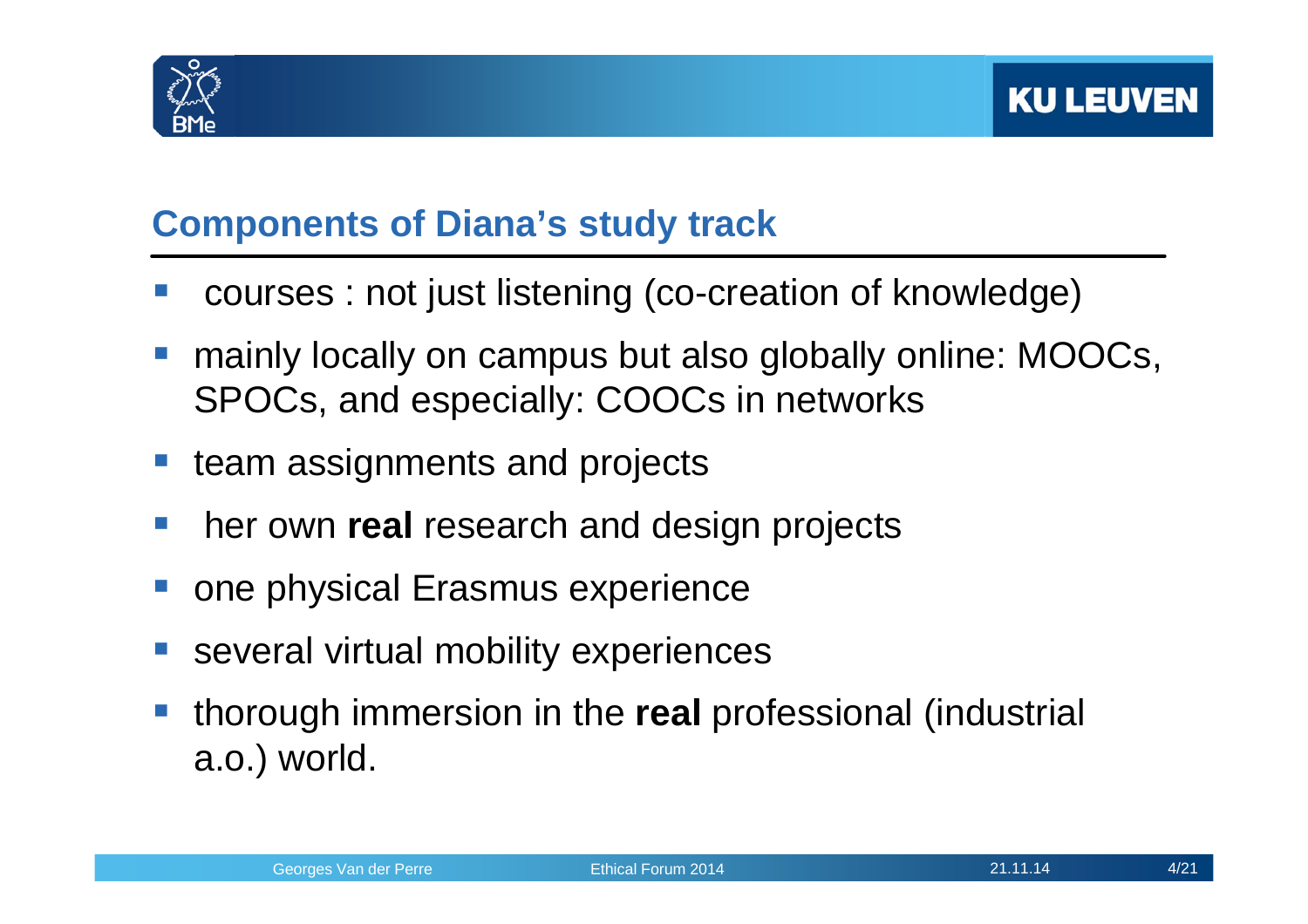## Components of Diana's study track

- courses : not just listening (co-creation of knowledge)
- mainly locally on campus but also globally online: MOOCs, SPOCs, and especially: COOCs in networks
- team assignments and projects
- her own **real** research and design projects
- one physical Erasmus experience
- several virtual mobility experiences
- thorough immersion in the **real** professional (industrial a.o.) world.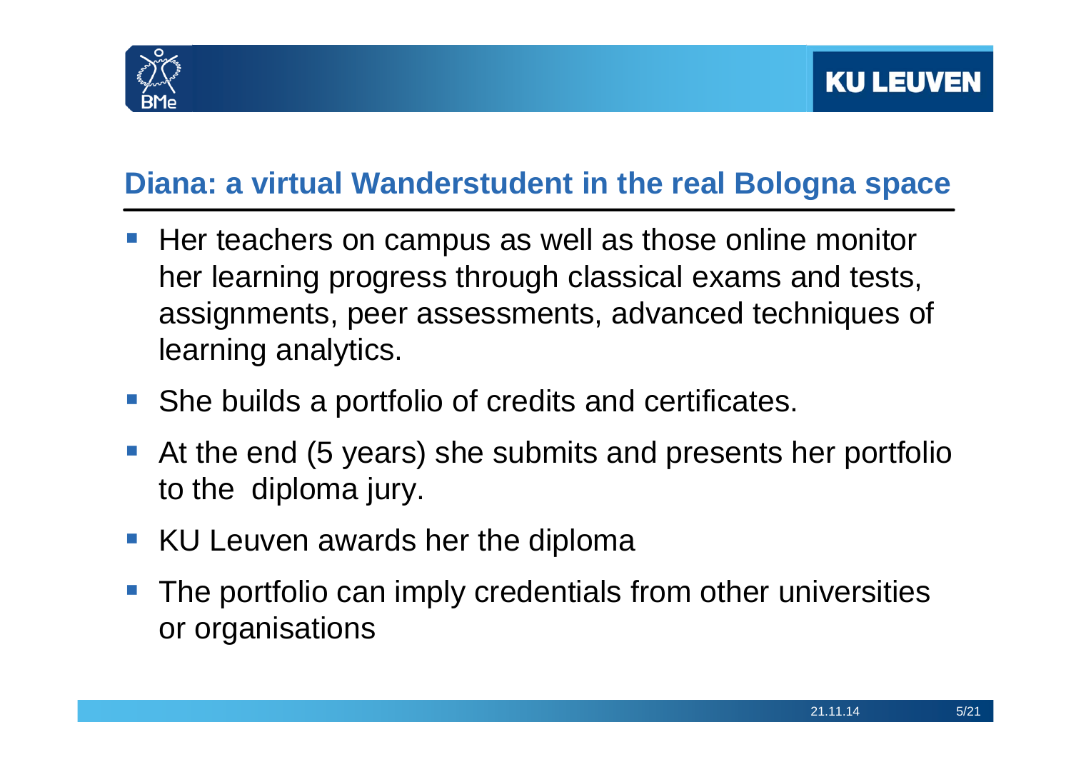## Diana: a virtual Wanderstudent in the real Bologna space

- Her teachers on campus as well as those online monitor her learning progress through classical exams and tests, assignments, peer assessments, advanced techniques of learning analytics.
- She builds a portfolio of credits and certificates.
- At the end (5 years) she submits and presents her portfolio to the diploma jury.
- KU Leuven awards her the diploma
- The portfolio can imply credentials from other universities or organisations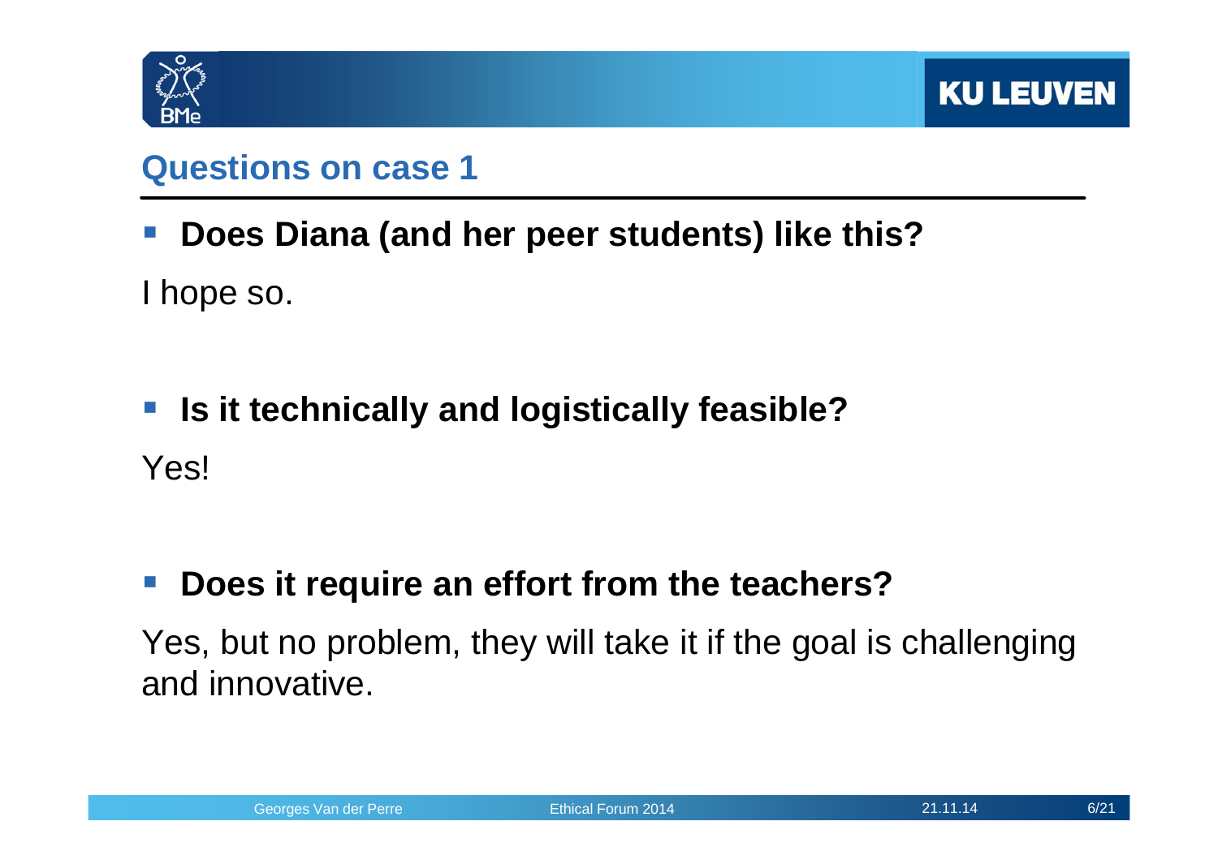## Questions on case 1

- **Does Diana (and her peer students) like this?**

I hope so.

- **Is it technically and logistically feasible?**

Yes!

- **Does it require an effort from the teachers?**

Yes, but no problem, they will take it if the goal is challenging and innovative.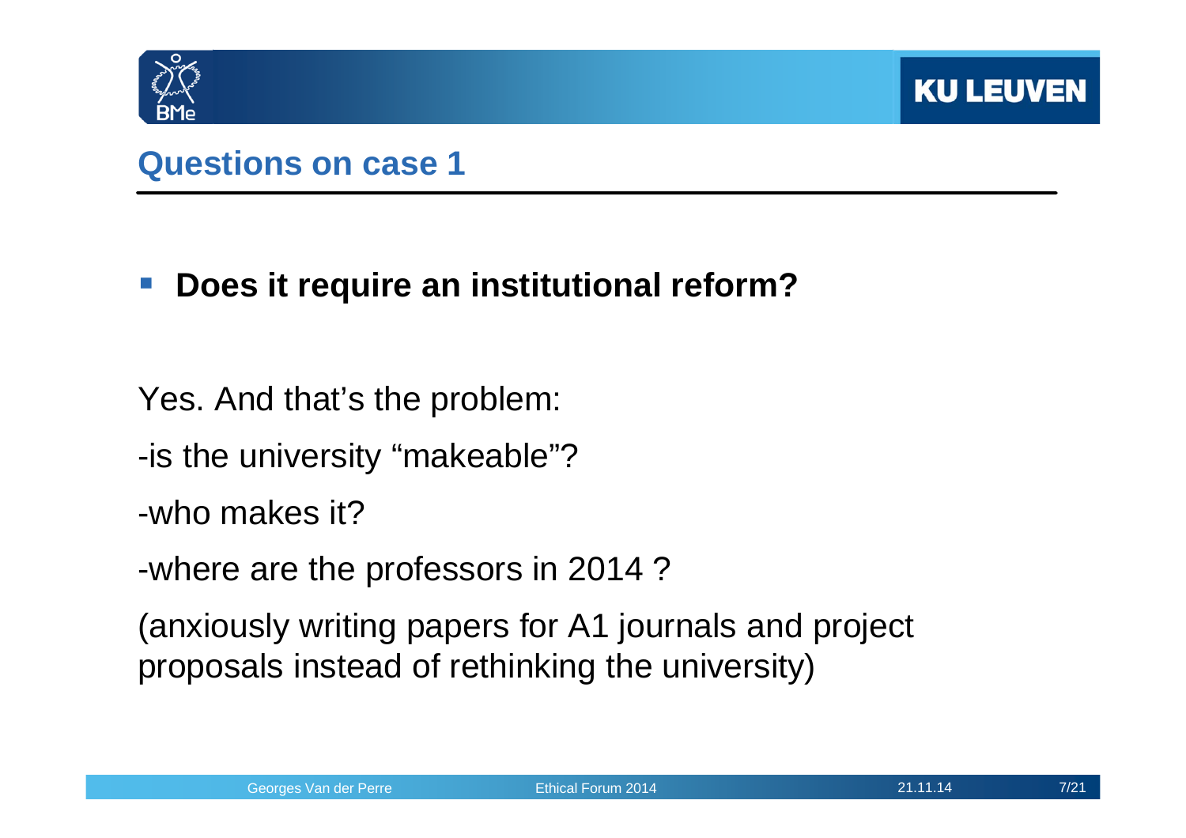## Questions on case 1

- **Does it require an institutional reform?**

Yes. And that's the problem:

-is the university "makeable"?

-who makes it?

-where are the professors in 2014 ?

(anxiously writing papers for A1 journals and project proposals instead of rethinking the university)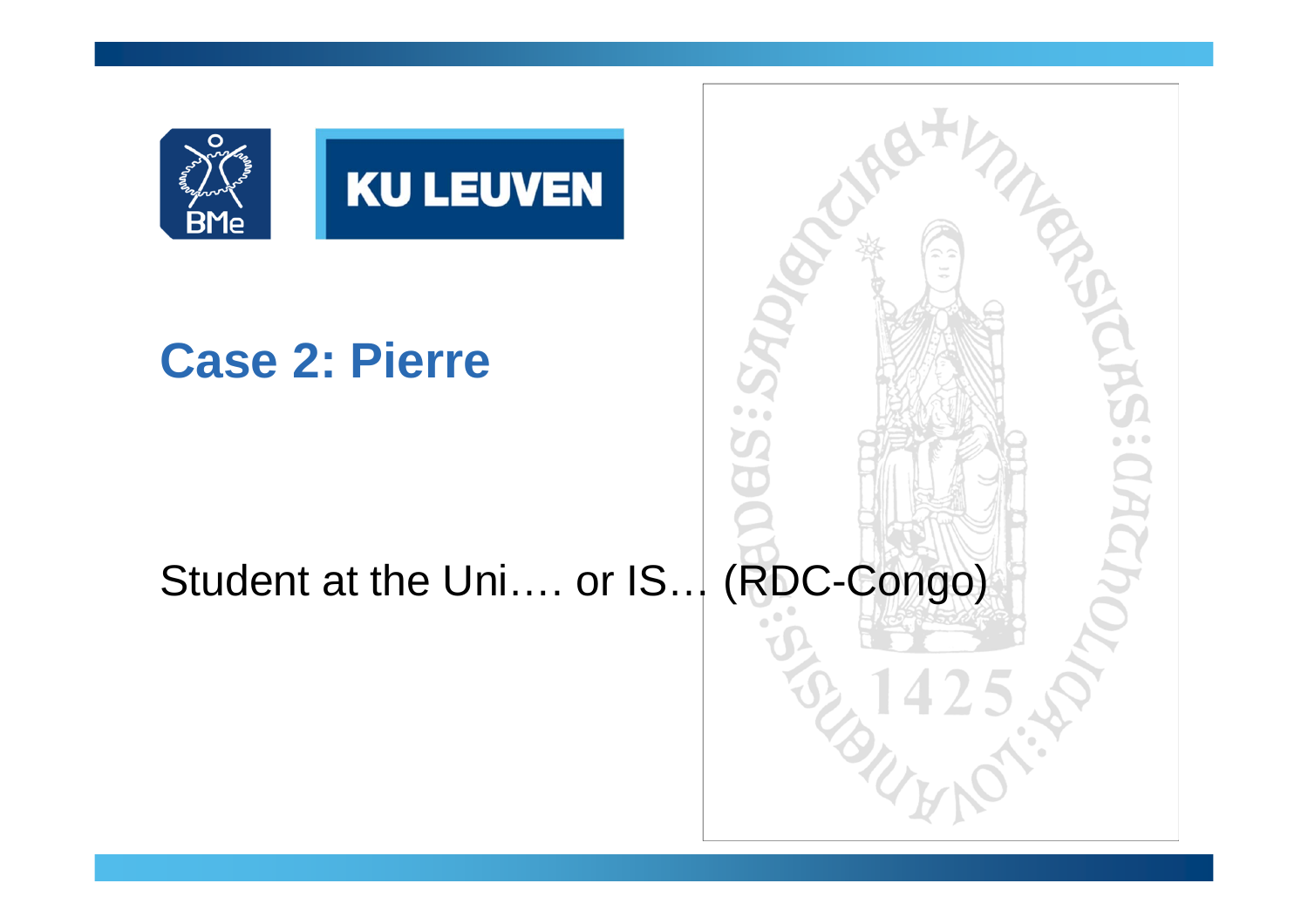# Case 2: Pierre

Student at the Uni…. or IS… (RDC-Congo)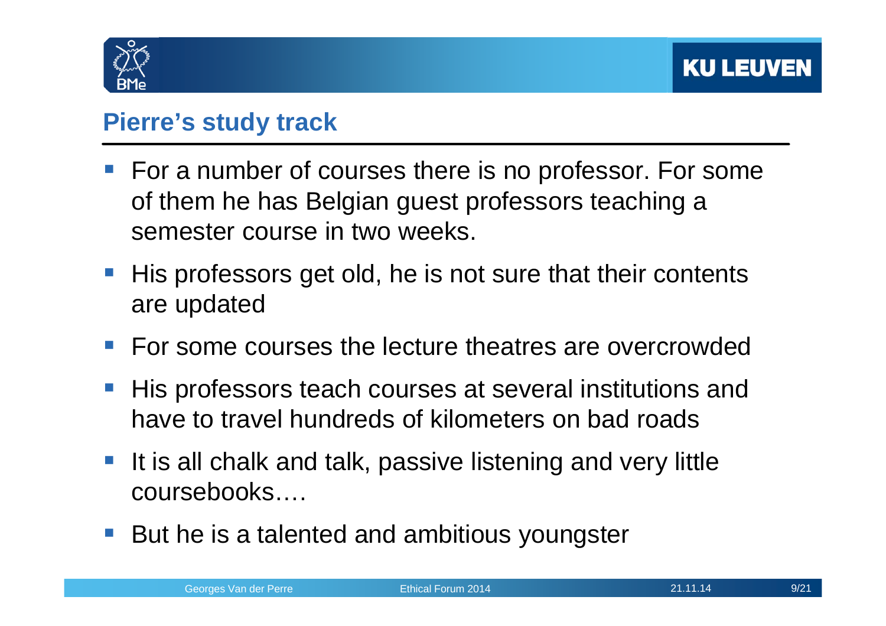## Pierre’s study track

- For a number of courses there is no professor. For some of them he has Belgian guest professors teaching a semester course in two weeks.
- His professors get old, he is not sure that their contents are updated
- For some courses the lecture theatres are overcrowded
- His professors teach courses at several institutions and have to travel hundreds of kilometers on bad roads
- It is all chalk and talk, passive listening and very little coursebooks….
- But he is a talented and ambitious youngster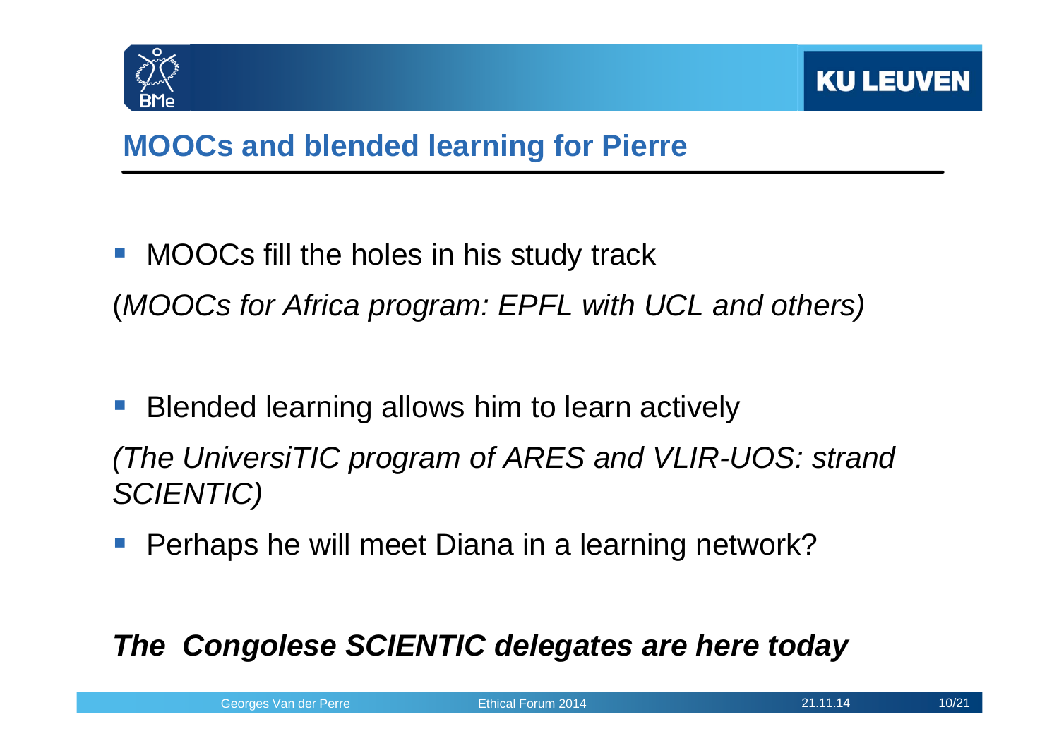## MOOCs and blended learning for Pierre

- MOOCs fill the holes in his study track

(*MOOCs for Africa program: EPFL with UCL and others)*

- Blended learning allows him to learn actively

*(The UniversiTIC program of ARES and VLIR-UOS: strand SCIENTIC)*

- Perhaps he will meet Diana in a learning network?

***The Congolese SCIENTIC delegates are here today***